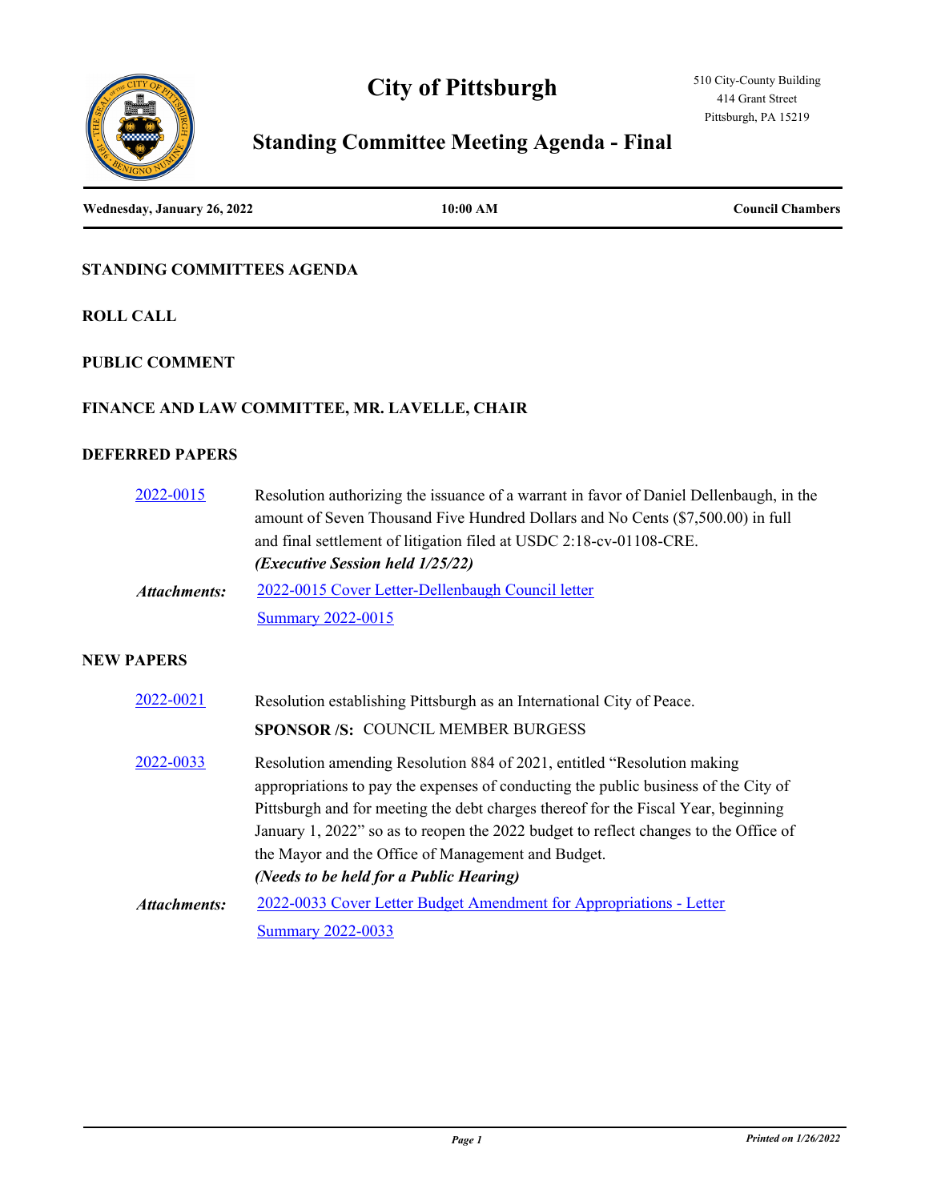# City of Pittsburgh

510 City-County Building
414 Grant Street
Pittsburgh, PA 15219

## Standing Committee Meeting Agenda - Final

**Wednesday, January 26, 2022** | **10:00 AM** | **Council Chambers**

### STANDING COMMITTEES AGENDA

### ROLL CALL

### PUBLIC COMMENT

### FINANCE AND LAW COMMITTEE, MR. LAVELLE, CHAIR

### DEFERRED PAPERS

2022-0015 — Resolution authorizing the issuance of a warrant in favor of Daniel Dellenbaugh, in the amount of Seven Thousand Five Hundred Dollars and No Cents ($7,500.00) in full and final settlement of litigation filed at USDC 2:18-cv-01108-CRE.
***(Executive Session held 1/25/22)***

*Attachments:* 2022-0015 Cover Letter-Dellenbaugh Council letter
Summary 2022-0015

### NEW PAPERS

2022-0021 — Resolution establishing Pittsburgh as an International City of Peace.

**SPONSOR /S:** COUNCIL MEMBER BURGESS

2022-0033 — Resolution amending Resolution 884 of 2021, entitled "Resolution making appropriations to pay the expenses of conducting the public business of the City of Pittsburgh and for meeting the debt charges thereof for the Fiscal Year, beginning January 1, 2022" so as to reopen the 2022 budget to reflect changes to the Office of the Mayor and the Office of Management and Budget.
***(Needs to be held for a Public Hearing)***

*Attachments:* 2022-0033 Cover Letter Budget Amendment for Appropriations - Letter
Summary 2022-0033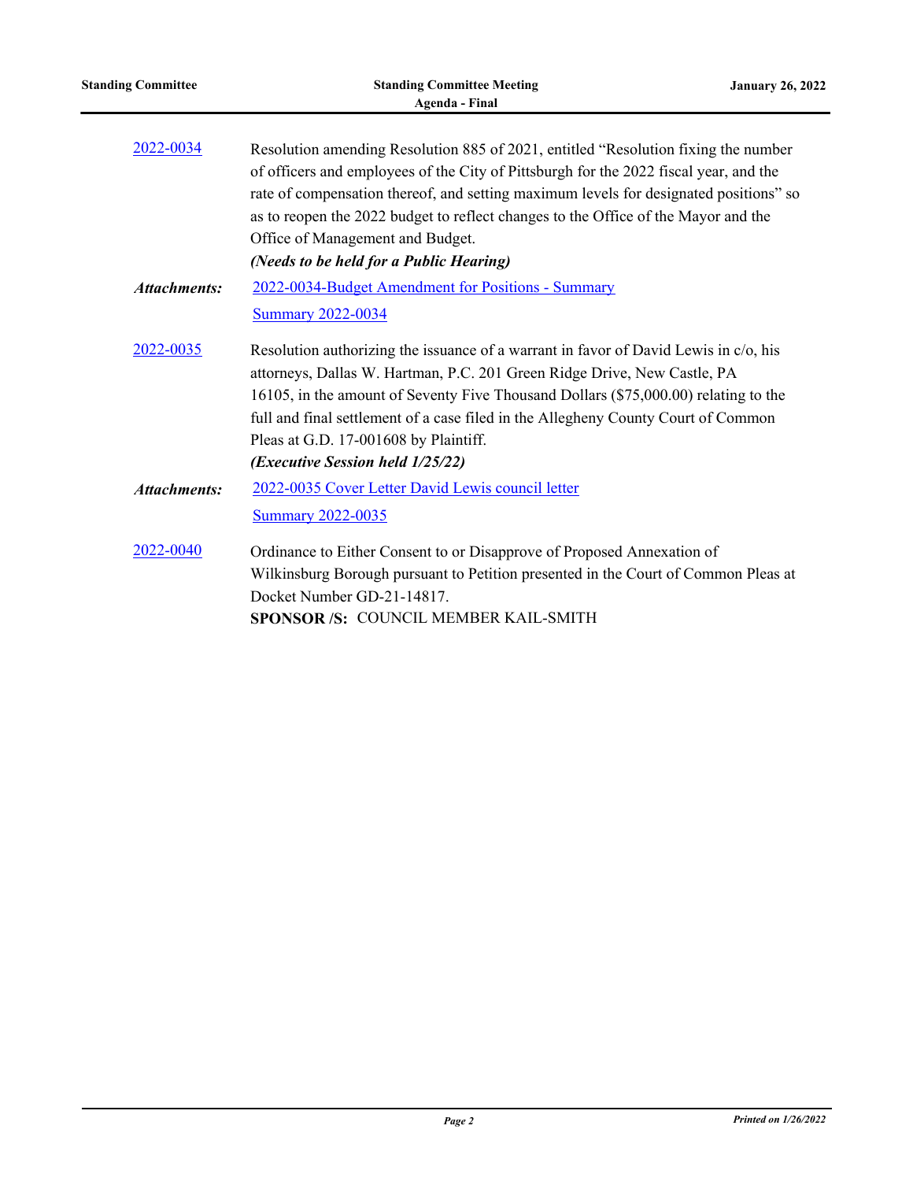[2022-0034](2022-0034) Resolution amending Resolution 885 of 2021, entitled "Resolution fixing the number of officers and employees of the City of Pittsburgh for the 2022 fiscal year, and the rate of compensation thereof, and setting maximum levels for designated positions" so as to reopen the 2022 budget to reflect changes to the Office of the Mayor and the Office of Management and Budget.

***(Needs to be held for a Public Hearing)***

***Attachments:*** 2022-0034-Budget Amendment for Positions - Summary

Summary 2022-0034

2022-0035 Resolution authorizing the issuance of a warrant in favor of David Lewis in c/o, his attorneys, Dallas W. Hartman, P.C. 201 Green Ridge Drive, New Castle, PA 16105, in the amount of Seventy Five Thousand Dollars ($75,000.00) relating to the full and final settlement of a case filed in the Allegheny County Court of Common Pleas at G.D. 17-001608 by Plaintiff.

***(Executive Session held 1/25/22)***

***Attachments:*** 2022-0035 Cover Letter David Lewis council letter

Summary 2022-0035

2022-0040 Ordinance to Either Consent to or Disapprove of Proposed Annexation of Wilkinsburg Borough pursuant to Petition presented in the Court of Common Pleas at Docket Number GD-21-14817.

**SPONSOR /S:** COUNCIL MEMBER KAIL-SMITH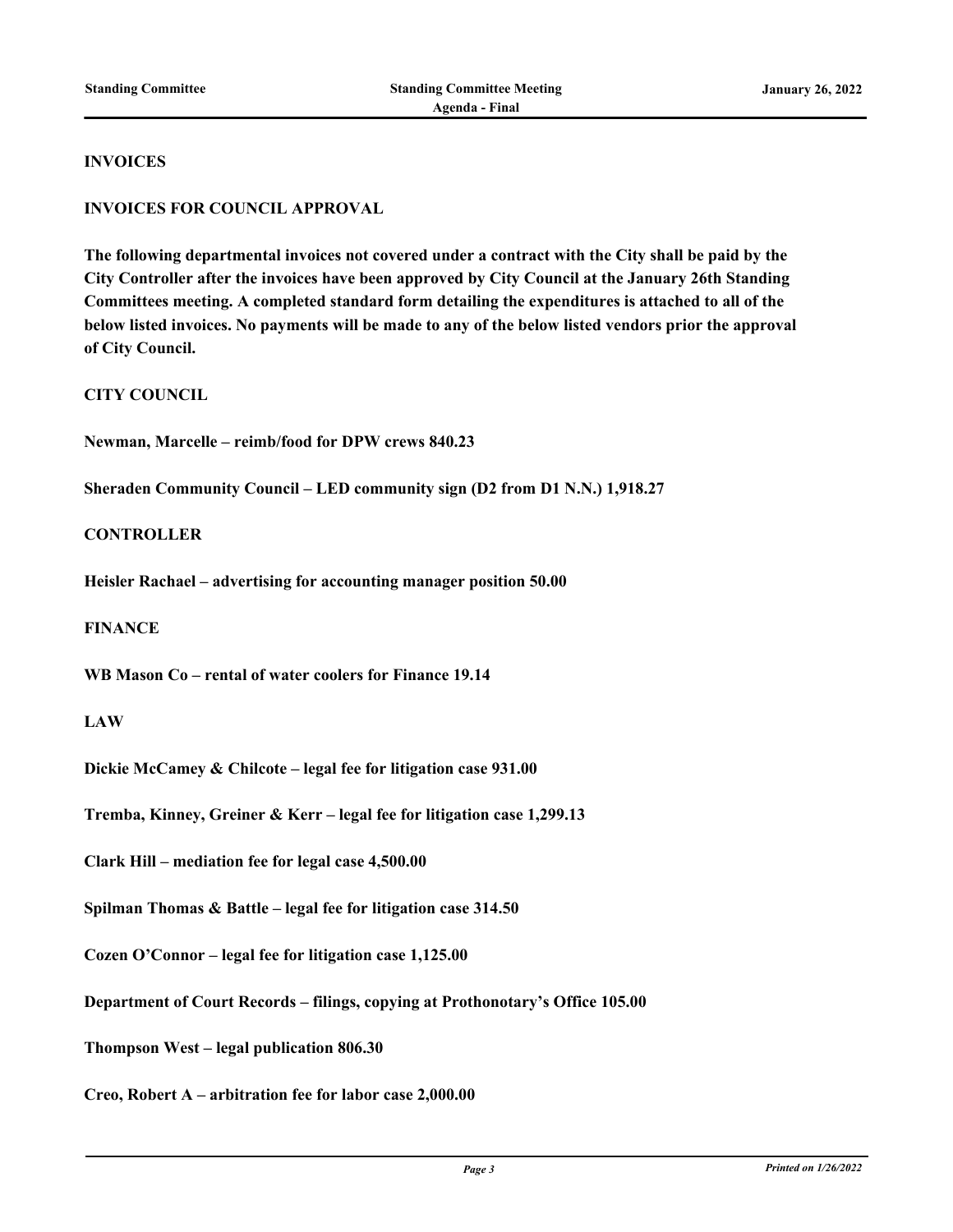**INVOICES**

**INVOICES FOR COUNCIL APPROVAL**

**The following departmental invoices not covered under a contract with the City shall be paid by the City Controller after the invoices have been approved by City Council at the January 26th Standing Committees meeting. A completed standard form detailing the expenditures is attached to all of the below listed invoices. No payments will be made to any of the below listed vendors prior the approval of City Council.**

**CITY COUNCIL**

**Newman, Marcelle – reimb/food for DPW crews 840.23**

**Sheraden Community Council – LED community sign (D2 from D1 N.N.) 1,918.27**

**CONTROLLER**

**Heisler Rachael – advertising for accounting manager position 50.00**

**FINANCE**

**WB Mason Co – rental of water coolers for Finance 19.14**

**LAW**

**Dickie McCamey & Chilcote – legal fee for litigation case 931.00**

**Tremba, Kinney, Greiner & Kerr – legal fee for litigation case 1,299.13**

**Clark Hill – mediation fee for legal case 4,500.00**

**Spilman Thomas & Battle – legal fee for litigation case 314.50**

**Cozen O'Connor – legal fee for litigation case 1,125.00**

**Department of Court Records – filings, copying at Prothonotary's Office 105.00**

**Thompson West – legal publication 806.30**

**Creo, Robert A – arbitration fee for labor case 2,000.00**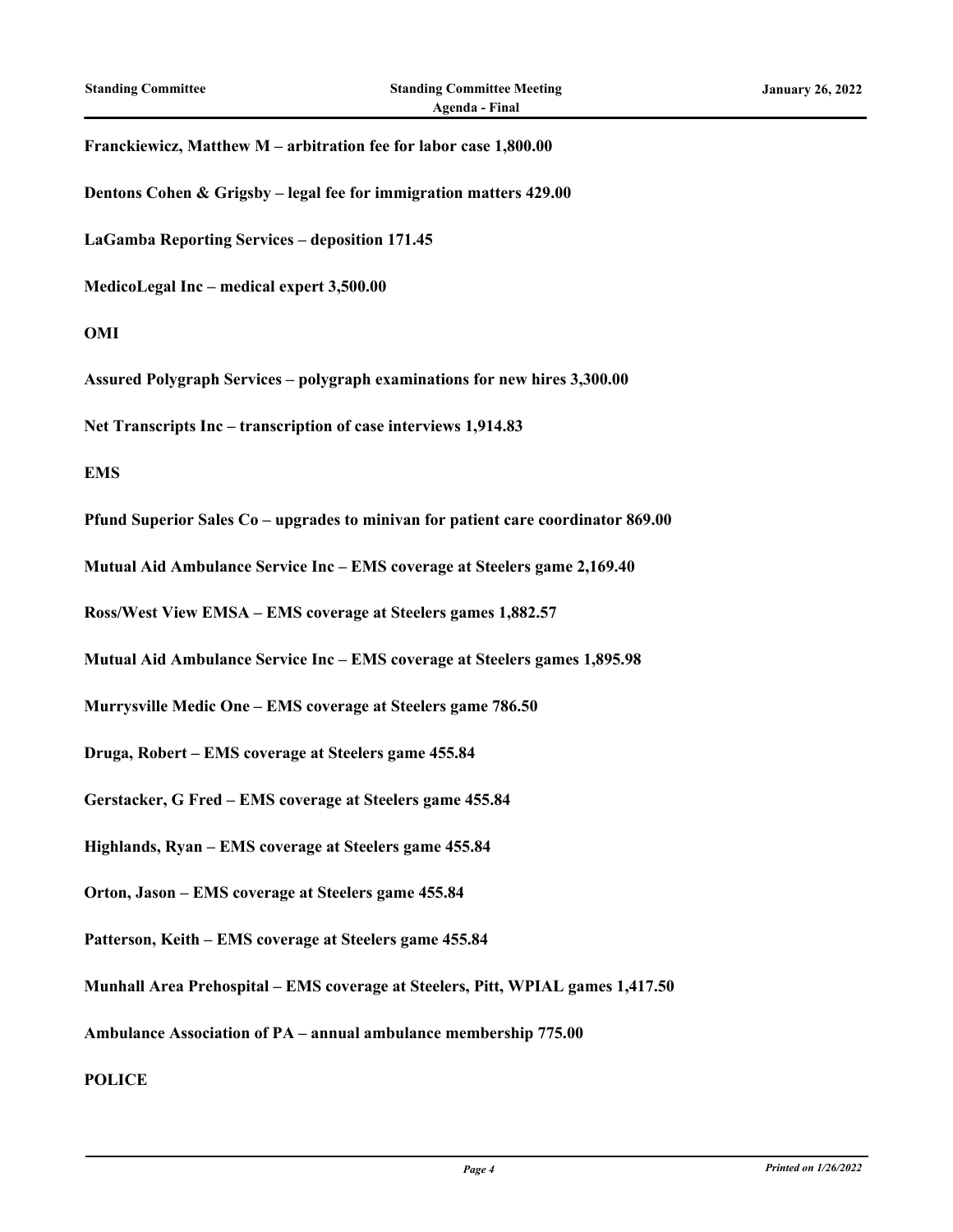**Franckiewicz, Matthew M – arbitration fee for labor case 1,800.00**

**Dentons Cohen & Grigsby – legal fee for immigration matters 429.00**

**LaGamba Reporting Services – deposition 171.45**

**MedicoLegal Inc – medical expert 3,500.00**

**OMI**

**Assured Polygraph Services – polygraph examinations for new hires 3,300.00**

**Net Transcripts Inc – transcription of case interviews 1,914.83**

**EMS**

**Pfund Superior Sales Co – upgrades to minivan for patient care coordinator 869.00**

**Mutual Aid Ambulance Service Inc – EMS coverage at Steelers game 2,169.40**

**Ross/West View EMSA – EMS coverage at Steelers games 1,882.57**

**Mutual Aid Ambulance Service Inc – EMS coverage at Steelers games 1,895.98**

**Murrysville Medic One – EMS coverage at Steelers game 786.50**

**Druga, Robert – EMS coverage at Steelers game 455.84**

**Gerstacker, G Fred – EMS coverage at Steelers game 455.84**

**Highlands, Ryan – EMS coverage at Steelers game 455.84**

**Orton, Jason – EMS coverage at Steelers game 455.84**

**Patterson, Keith – EMS coverage at Steelers game 455.84**

**Munhall Area Prehospital – EMS coverage at Steelers, Pitt, WPIAL games 1,417.50**

**Ambulance Association of PA – annual ambulance membership 775.00**

**POLICE**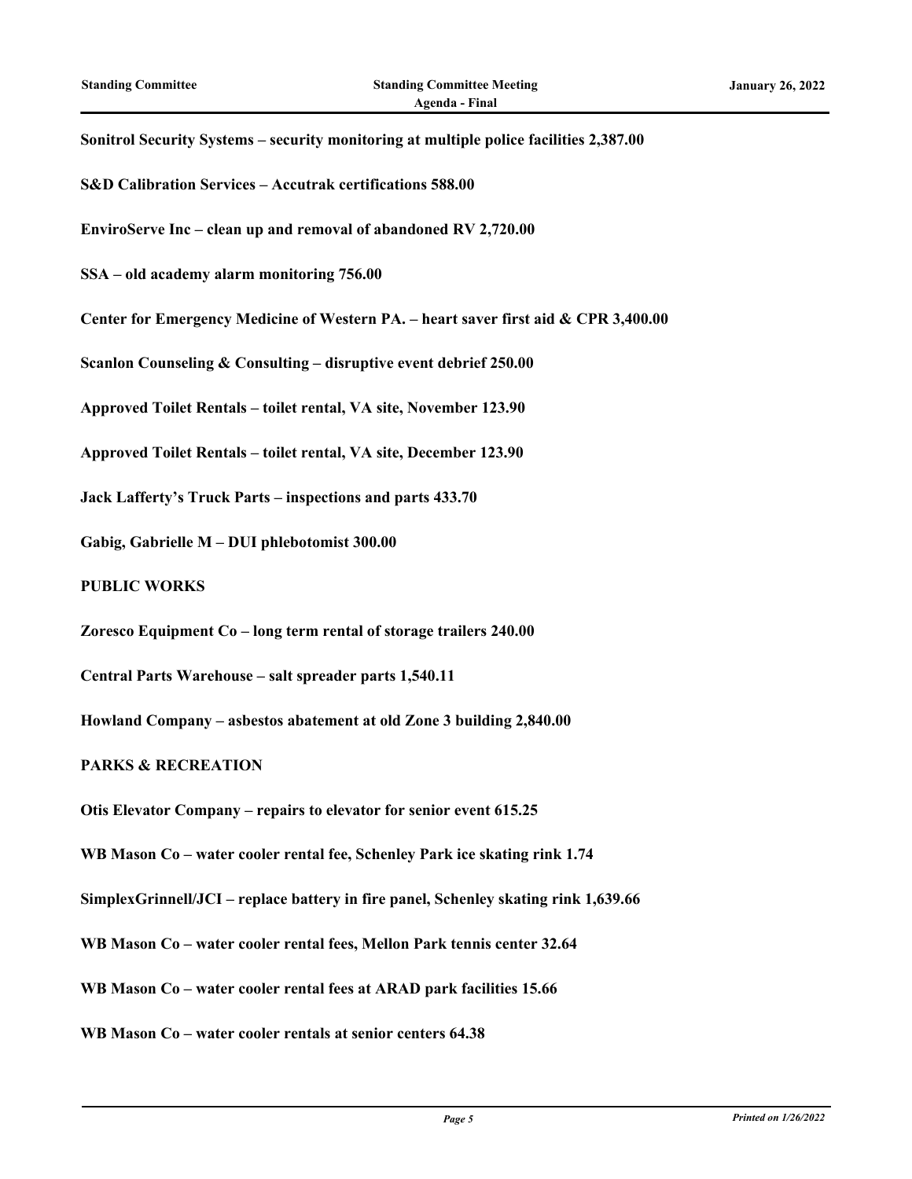**Sonitrol Security Systems – security monitoring at multiple police facilities 2,387.00**

**S&D Calibration Services – Accutrak certifications 588.00**

**EnviroServe Inc – clean up and removal of abandoned RV 2,720.00**

**SSA – old academy alarm monitoring 756.00**

**Center for Emergency Medicine of Western PA. – heart saver first aid & CPR 3,400.00**

**Scanlon Counseling & Consulting – disruptive event debrief 250.00**

**Approved Toilet Rentals – toilet rental, VA site, November 123.90**

**Approved Toilet Rentals – toilet rental, VA site, December 123.90**

**Jack Lafferty's Truck Parts – inspections and parts 433.70**

**Gabig, Gabrielle M – DUI phlebotomist 300.00**

**PUBLIC WORKS**

**Zoresco Equipment Co – long term rental of storage trailers 240.00**

**Central Parts Warehouse – salt spreader parts 1,540.11**

**Howland Company – asbestos abatement at old Zone 3 building 2,840.00**

**PARKS & RECREATION**

**Otis Elevator Company – repairs to elevator for senior event 615.25**

**WB Mason Co – water cooler rental fee, Schenley Park ice skating rink 1.74**

**SimplexGrinnell/JCI – replace battery in fire panel, Schenley skating rink 1,639.66**

**WB Mason Co – water cooler rental fees, Mellon Park tennis center 32.64**

**WB Mason Co – water cooler rental fees at ARAD park facilities 15.66**

**WB Mason Co – water cooler rentals at senior centers 64.38**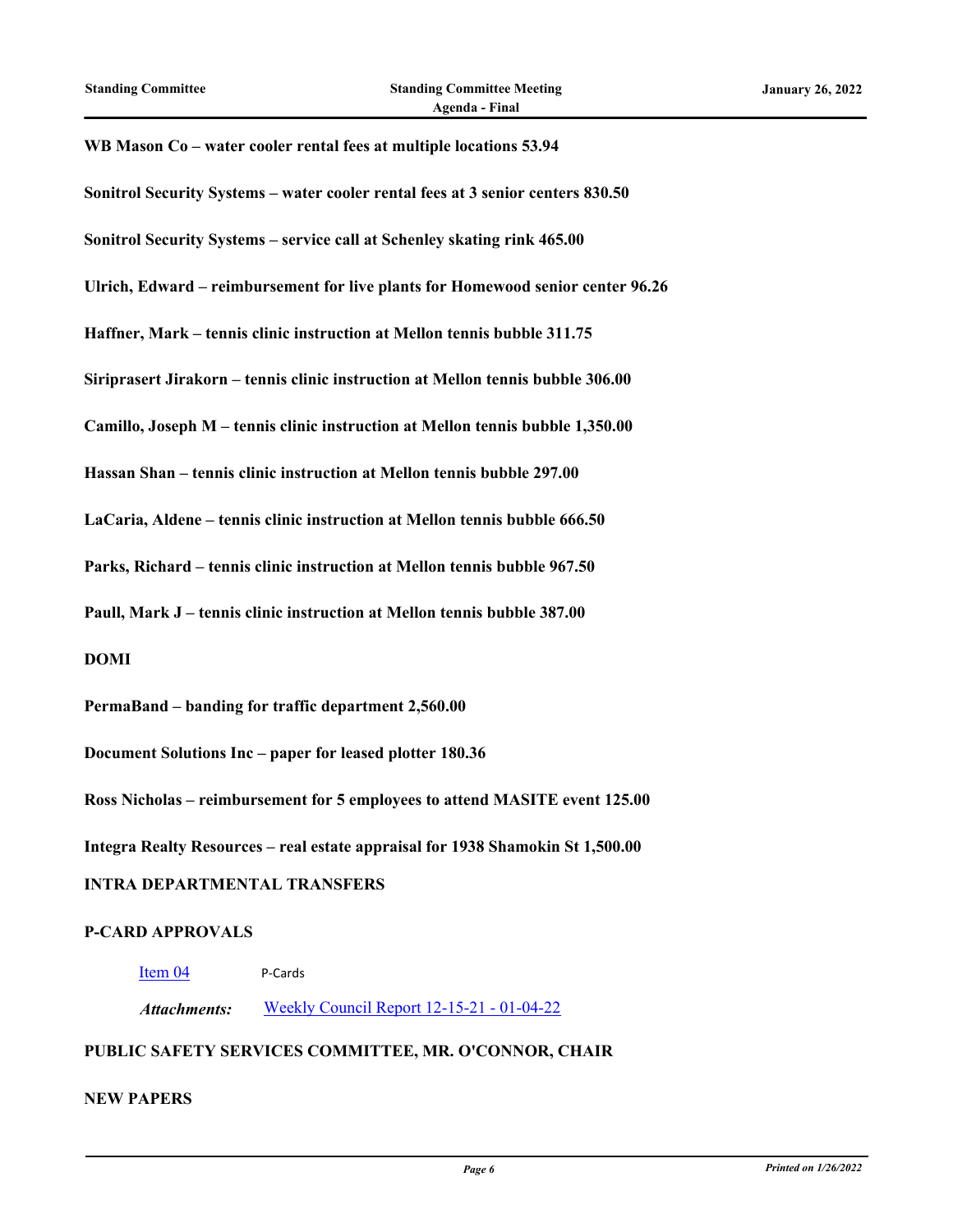**WB Mason Co – water cooler rental fees at multiple locations 53.94**

**Sonitrol Security Systems – water cooler rental fees at 3 senior centers 830.50**

**Sonitrol Security Systems – service call at Schenley skating rink 465.00**

**Ulrich, Edward – reimbursement for live plants for Homewood senior center 96.26**

**Haffner, Mark – tennis clinic instruction at Mellon tennis bubble 311.75**

**Siriprasert Jirakorn – tennis clinic instruction at Mellon tennis bubble 306.00**

**Camillo, Joseph M – tennis clinic instruction at Mellon tennis bubble 1,350.00**

**Hassan Shan – tennis clinic instruction at Mellon tennis bubble 297.00**

**LaCaria, Aldene – tennis clinic instruction at Mellon tennis bubble 666.50**

**Parks, Richard – tennis clinic instruction at Mellon tennis bubble 967.50**

**Paull, Mark J – tennis clinic instruction at Mellon tennis bubble 387.00**

**DOMI**

**PermaBand – banding for traffic department 2,560.00**

**Document Solutions Inc – paper for leased plotter 180.36**

**Ross Nicholas – reimbursement for 5 employees to attend MASITE event 125.00**

**Integra Realty Resources – real estate appraisal for 1938 Shamokin St 1,500.00**

**INTRA DEPARTMENTAL TRANSFERS**

**P-CARD APPROVALS**

Item 04 P-Cards

*Attachments:* Weekly Council Report 12-15-21 - 01-04-22

**PUBLIC SAFETY SERVICES COMMITTEE, MR. O'CONNOR, CHAIR**

**NEW PAPERS**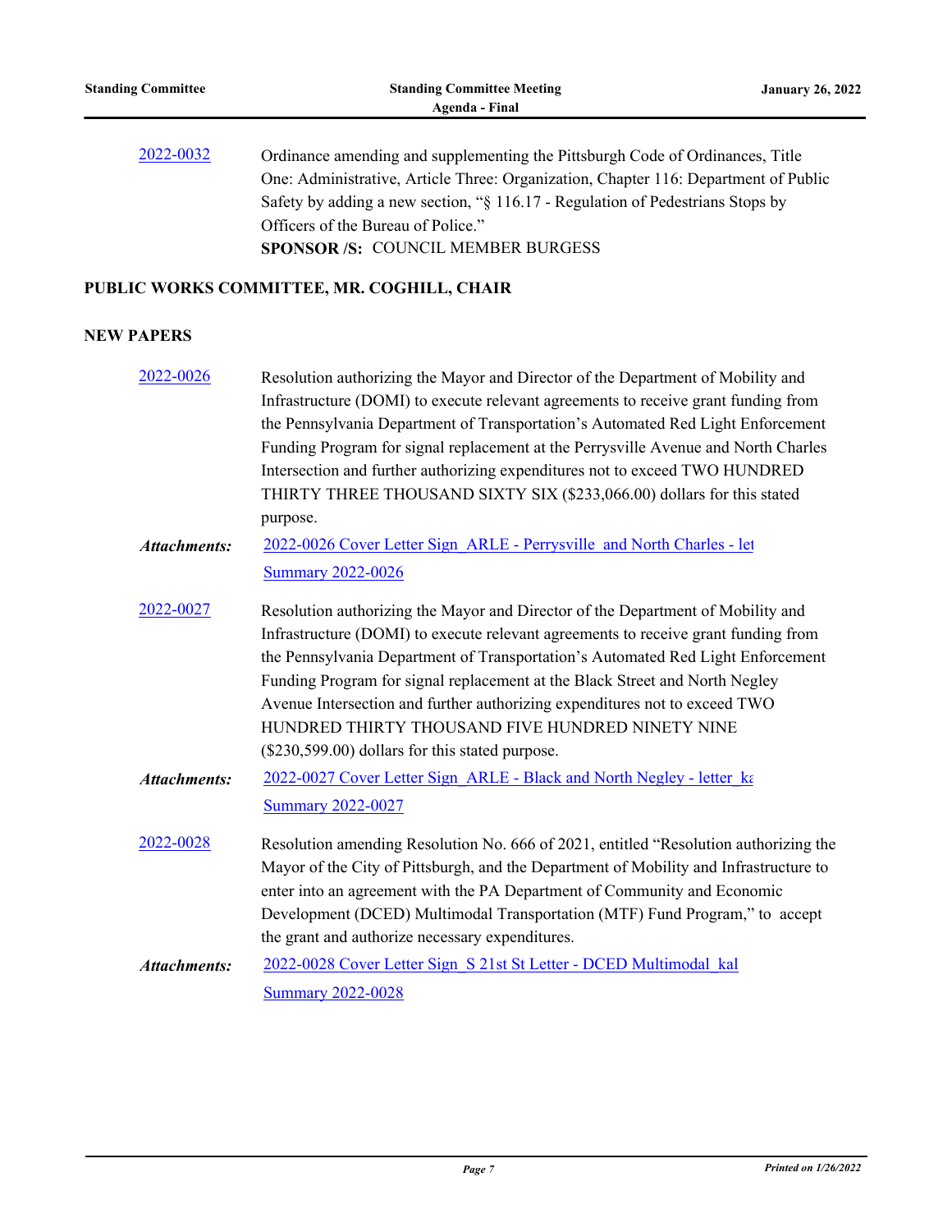2022-0032 Ordinance amending and supplementing the Pittsburgh Code of Ordinances, Title One: Administrative, Article Three: Organization, Chapter 116: Department of Public Safety by adding a new section, "§ 116.17 - Regulation of Pedestrians Stops by Officers of the Bureau of Police."

**SPONSOR /S:** COUNCIL MEMBER BURGESS

## PUBLIC WORKS COMMITTEE, MR. COGHILL, CHAIR

## NEW PAPERS

2022-0026 Resolution authorizing the Mayor and Director of the Department of Mobility and Infrastructure (DOMI) to execute relevant agreements to receive grant funding from the Pennsylvania Department of Transportation's Automated Red Light Enforcement Funding Program for signal replacement at the Perrysville Avenue and North Charles Intersection and further authorizing expenditures not to exceed TWO HUNDRED THIRTY THREE THOUSAND SIXTY SIX ($233,066.00) dollars for this stated purpose.

***Attachments:*** 2022-0026 Cover Letter Sign_ARLE - Perrysville and North Charles - let
Summary 2022-0026

2022-0027 Resolution authorizing the Mayor and Director of the Department of Mobility and Infrastructure (DOMI) to execute relevant agreements to receive grant funding from the Pennsylvania Department of Transportation's Automated Red Light Enforcement Funding Program for signal replacement at the Black Street and North Negley Avenue Intersection and further authorizing expenditures not to exceed TWO HUNDRED THIRTY THOUSAND FIVE HUNDRED NINETY NINE ($230,599.00) dollars for this stated purpose.

***Attachments:*** 2022-0027 Cover Letter Sign_ARLE - Black and North Negley - letter_ka
Summary 2022-0027

2022-0028 Resolution amending Resolution No. 666 of 2021, entitled "Resolution authorizing the Mayor of the City of Pittsburgh, and the Department of Mobility and Infrastructure to enter into an agreement with the PA Department of Community and Economic Development (DCED) Multimodal Transportation (MTF) Fund Program," to accept the grant and authorize necessary expenditures.

***Attachments:*** 2022-0028 Cover Letter Sign_S 21st St Letter - DCED Multimodal_kal
Summary 2022-0028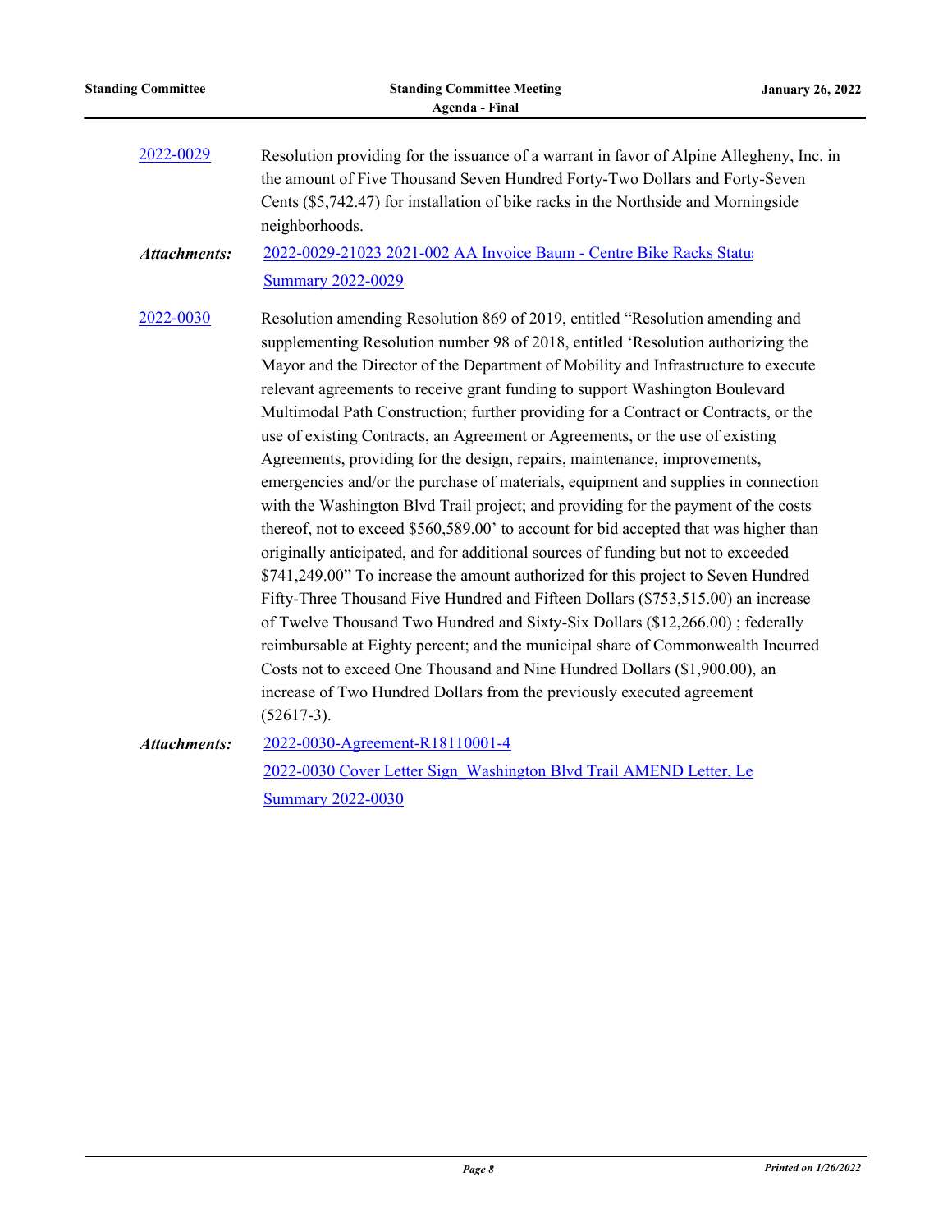2022-0029 Resolution providing for the issuance of a warrant in favor of Alpine Allegheny, Inc. in the amount of Five Thousand Seven Hundred Forty-Two Dollars and Forty-Seven Cents ($5,742.47) for installation of bike racks in the Northside and Morningside neighborhoods.

***Attachments:*** 2022-0029-21023 2021-002 AA Invoice Baum - Centre Bike Racks Status

Summary 2022-0029

2022-0030 Resolution amending Resolution 869 of 2019, entitled "Resolution amending and supplementing Resolution number 98 of 2018, entitled 'Resolution authorizing the Mayor and the Director of the Department of Mobility and Infrastructure to execute relevant agreements to receive grant funding to support Washington Boulevard Multimodal Path Construction; further providing for a Contract or Contracts, or the use of existing Contracts, an Agreement or Agreements, or the use of existing Agreements, providing for the design, repairs, maintenance, improvements, emergencies and/or the purchase of materials, equipment and supplies in connection with the Washington Blvd Trail project; and providing for the payment of the costs thereof, not to exceed $560,589.00' to account for bid accepted that was higher than originally anticipated, and for additional sources of funding but not to exceeded $741,249.00" To increase the amount authorized for this project to Seven Hundred Fifty-Three Thousand Five Hundred and Fifteen Dollars ($753,515.00) an increase of Twelve Thousand Two Hundred and Sixty-Six Dollars ($12,266.00) ; federally reimbursable at Eighty percent; and the municipal share of Commonwealth Incurred Costs not to exceed One Thousand and Nine Hundred Dollars ($1,900.00), an increase of Two Hundred Dollars from the previously executed agreement (52617-3).

***Attachments:*** 2022-0030-Agreement-R18110001-4

2022-0030 Cover Letter Sign_Washington Blvd Trail AMEND Letter, Le

Summary 2022-0030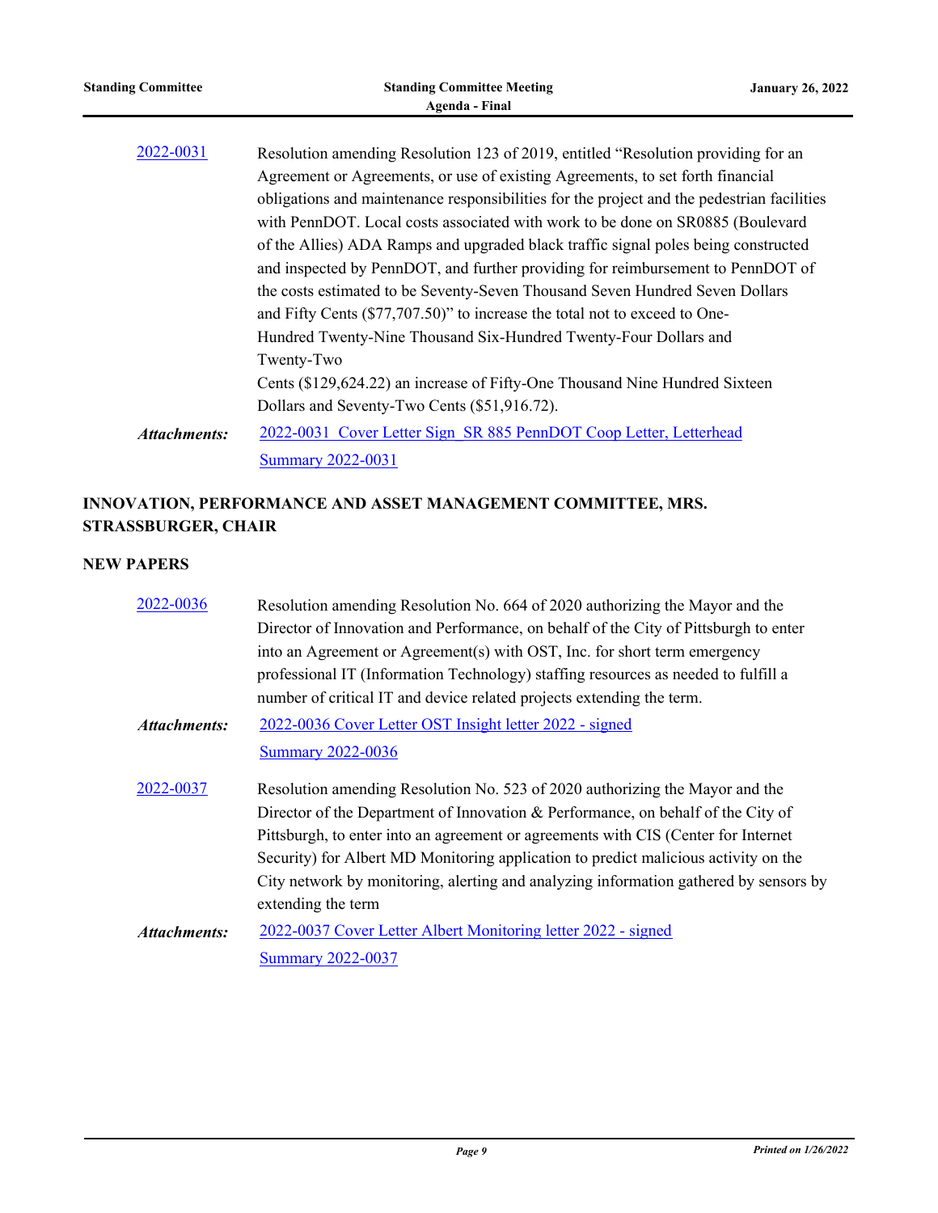2022-0031 Resolution amending Resolution 123 of 2019, entitled "Resolution providing for an Agreement or Agreements, or use of existing Agreements, to set forth financial obligations and maintenance responsibilities for the project and the pedestrian facilities with PennDOT. Local costs associated with work to be done on SR0885 (Boulevard of the Allies) ADA Ramps and upgraded black traffic signal poles being constructed and inspected by PennDOT, and further providing for reimbursement to PennDOT of the costs estimated to be Seventy-Seven Thousand Seven Hundred Seven Dollars and Fifty Cents ($77,707.50)" to increase the total not to exceed to One-Hundred Twenty-Nine Thousand Six-Hundred Twenty-Four Dollars and Twenty-Two
Cents ($129,624.22) an increase of Fifty-One Thousand Nine Hundred Sixteen Dollars and Seventy-Two Cents ($51,916.72).

***Attachments:*** 2022-0031 Cover Letter Sign_SR 885 PennDOT Coop Letter, Letterhead
Summary 2022-0031

## INNOVATION, PERFORMANCE AND ASSET MANAGEMENT COMMITTEE, MRS. STRASSBURGER, CHAIR

### NEW PAPERS

2022-0036 Resolution amending Resolution No. 664 of 2020 authorizing the Mayor and the Director of Innovation and Performance, on behalf of the City of Pittsburgh to enter into an Agreement or Agreement(s) with OST, Inc. for short term emergency professional IT (Information Technology) staffing resources as needed to fulfill a number of critical IT and device related projects extending the term.

***Attachments:*** 2022-0036 Cover Letter OST Insight letter 2022 - signed
Summary 2022-0036

2022-0037 Resolution amending Resolution No. 523 of 2020 authorizing the Mayor and the Director of the Department of Innovation & Performance, on behalf of the City of Pittsburgh, to enter into an agreement or agreements with CIS (Center for Internet Security) for Albert MD Monitoring application to predict malicious activity on the City network by monitoring, alerting and analyzing information gathered by sensors by extending the term

***Attachments:*** 2022-0037 Cover Letter Albert Monitoring letter 2022 - signed
Summary 2022-0037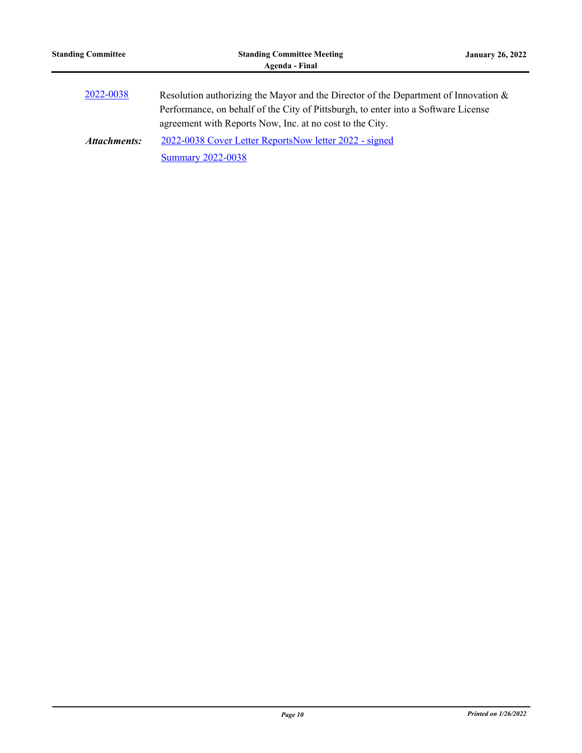2022-0038 Resolution authorizing the Mayor and the Director of the Department of Innovation & Performance, on behalf of the City of Pittsburgh, to enter into a Software License agreement with Reports Now, Inc. at no cost to the City.

***Attachments:*** 2022-0038 Cover Letter ReportsNow letter 2022 - signed

Summary 2022-0038